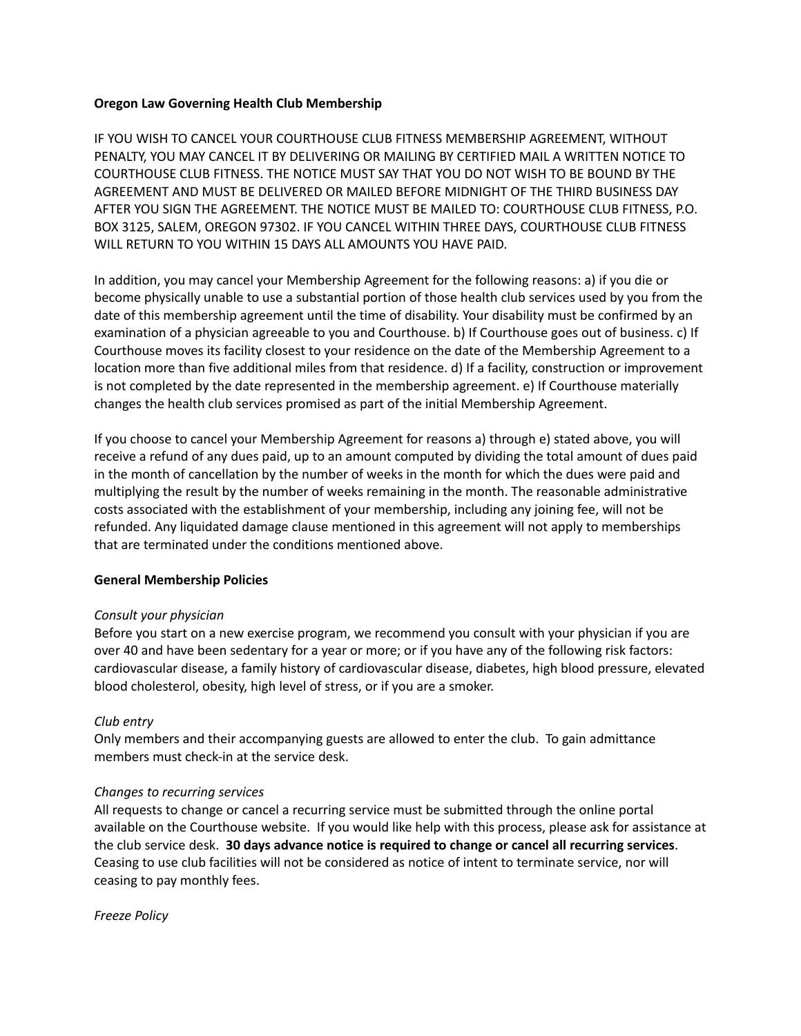**Oregon Law Governing Health Club Membership**

IF YOU WISH TO CANCEL YOUR COURTHOUSE CLUB FITNESS MEMBERSHIP AGREEMENT, WITHOUT PENALTY, YOU MAY CANCEL IT BY DELIVERING OR MAILING BY CERTIFIED MAIL A WRITTEN NOTICE TO COURTHOUSE CLUB FITNESS. THE NOTICE MUST SAY THAT YOU DO NOT WISH TO BE BOUND BY THE AGREEMENT AND MUST BE DELIVERED OR MAILED BEFORE MIDNIGHT OF THE THIRD BUSINESS DAY AFTER YOU SIGN THE AGREEMENT. THE NOTICE MUST BE MAILED TO: COURTHOUSE CLUB FITNESS, P.O. BOX 3125, SALEM, OREGON 97302. IF YOU CANCEL WITHIN THREE DAYS, COURTHOUSE CLUB FITNESS WILL RETURN TO YOU WITHIN 15 DAYS ALL AMOUNTS YOU HAVE PAID.

In addition, you may cancel your Membership Agreement for the following reasons: a) if you die or become physically unable to use a substantial portion of those health club services used by you from the date of this membership agreement until the time of disability. Your disability must be confirmed by an examination of a physician agreeable to you and Courthouse. b) If Courthouse goes out of business. c) If Courthouse moves its facility closest to your residence on the date of the Membership Agreement to a location more than five additional miles from that residence. d) If a facility, construction or improvement is not completed by the date represented in the membership agreement. e) If Courthouse materially changes the health club services promised as part of the initial Membership Agreement.

If you choose to cancel your Membership Agreement for reasons a) through e) stated above, you will receive a refund of any dues paid, up to an amount computed by dividing the total amount of dues paid in the month of cancellation by the number of weeks in the month for which the dues were paid and multiplying the result by the number of weeks remaining in the month. The reasonable administrative costs associated with the establishment of your membership, including any joining fee, will not be refunded. Any liquidated damage clause mentioned in this agreement will not apply to memberships that are terminated under the conditions mentioned above.

**General Membership Policies**

*Consult your physician*

Before you start on a new exercise program, we recommend you consult with your physician if you are over 40 and have been sedentary for a year or more; or if you have any of the following risk factors: cardiovascular disease, a family history of cardiovascular disease, diabetes, high blood pressure, elevated blood cholesterol, obesity, high level of stress, or if you are a smoker.

*Club entry*

Only members and their accompanying guests are allowed to enter the club. To gain admittance members must check-in at the service desk.

*Changes to recurring services*

All requests to change or cancel a recurring service must be submitted through the online portal available on the Courthouse website. If you would like help with this process, please ask for assistance at the club service desk. **30 days advance notice is required to change or cancel all recurring services**. Ceasing to use club facilities will not be considered as notice of intent to terminate service, nor will ceasing to pay monthly fees.

*Freeze Policy*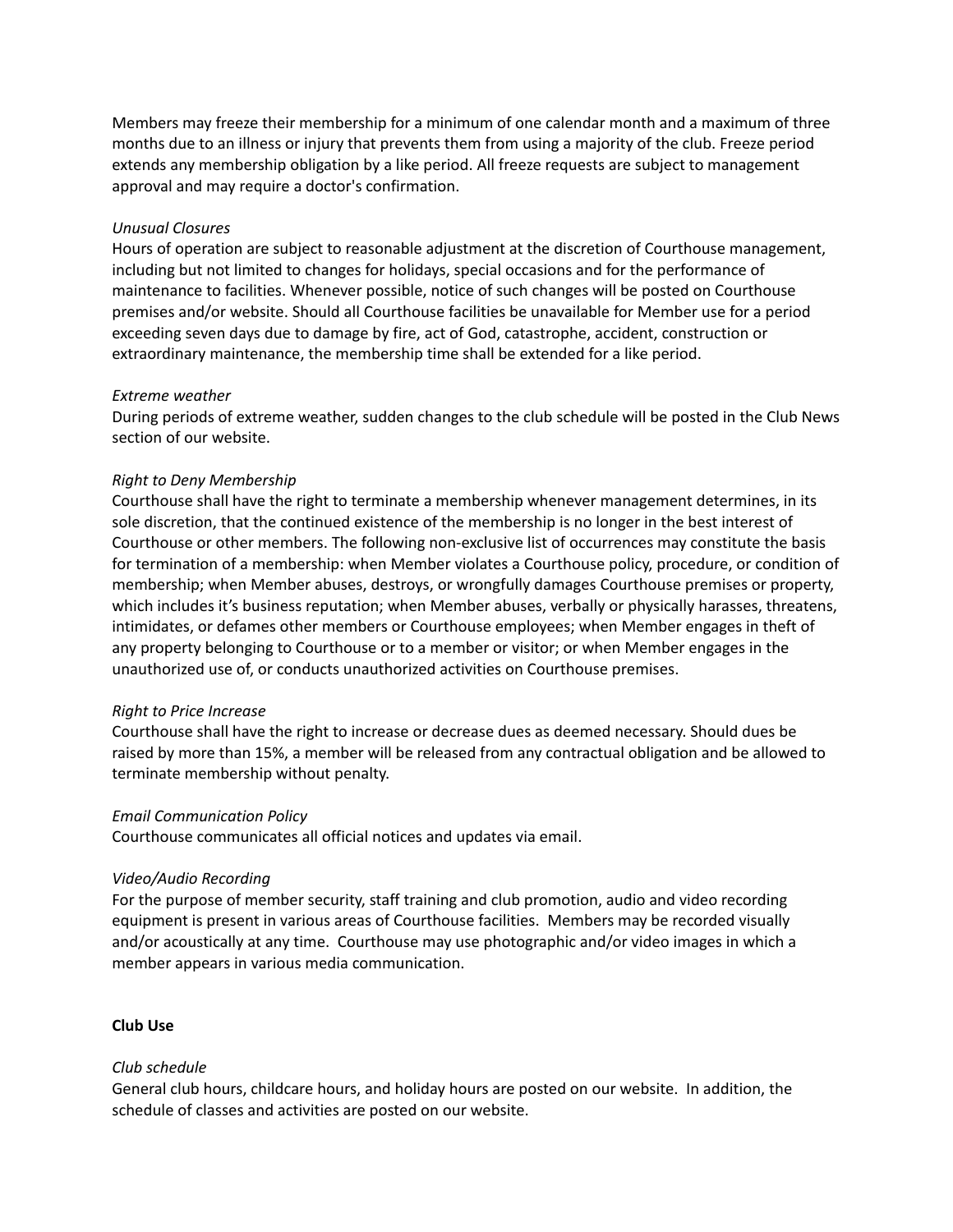Members may freeze their membership for a minimum of one calendar month and a maximum of three months due to an illness or injury that prevents them from using a majority of the club. Freeze period extends any membership obligation by a like period. All freeze requests are subject to management approval and may require a doctor's confirmation.

*Unusual Closures*

Hours of operation are subject to reasonable adjustment at the discretion of Courthouse management, including but not limited to changes for holidays, special occasions and for the performance of maintenance to facilities. Whenever possible, notice of such changes will be posted on Courthouse premises and/or website. Should all Courthouse facilities be unavailable for Member use for a period exceeding seven days due to damage by fire, act of God, catastrophe, accident, construction or extraordinary maintenance, the membership time shall be extended for a like period.

*Extreme weather*

During periods of extreme weather, sudden changes to the club schedule will be posted in the Club News section of our website.

*Right to Deny Membership*

Courthouse shall have the right to terminate a membership whenever management determines, in its sole discretion, that the continued existence of the membership is no longer in the best interest of Courthouse or other members. The following non-exclusive list of occurrences may constitute the basis for termination of a membership: when Member violates a Courthouse policy, procedure, or condition of membership; when Member abuses, destroys, or wrongfully damages Courthouse premises or property, which includes it's business reputation; when Member abuses, verbally or physically harasses, threatens, intimidates, or defames other members or Courthouse employees; when Member engages in theft of any property belonging to Courthouse or to a member or visitor; or when Member engages in the unauthorized use of, or conducts unauthorized activities on Courthouse premises.

*Right to Price Increase*

Courthouse shall have the right to increase or decrease dues as deemed necessary. Should dues be raised by more than 15%, a member will be released from any contractual obligation and be allowed to terminate membership without penalty.

*Email Communication Policy*

Courthouse communicates all official notices and updates via email.

*Video/Audio Recording*

For the purpose of member security, staff training and club promotion, audio and video recording equipment is present in various areas of Courthouse facilities. Members may be recorded visually and/or acoustically at any time. Courthouse may use photographic and/or video images in which a member appears in various media communication.

**Club Use**

*Club schedule*

General club hours, childcare hours, and holiday hours are posted on our website. In addition, the schedule of classes and activities are posted on our website.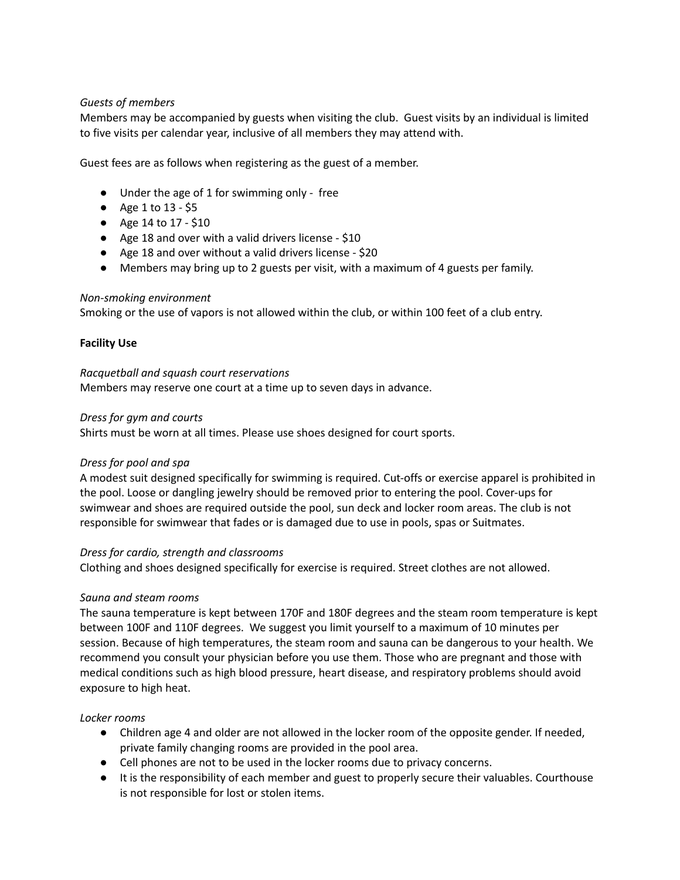*Guests of members*
Members may be accompanied by guests when visiting the club.  Guest visits by an individual is limited to five visits per calendar year, inclusive of all members they may attend with.

Guest fees are as follows when registering as the guest of a member.

- Under the age of 1 for swimming only -  free
- Age 1 to 13 - $5
- Age 14 to 17 - $10
- Age 18 and over with a valid drivers license - $10
- Age 18 and over without a valid drivers license - $20
- Members may bring up to 2 guests per visit, with a maximum of 4 guests per family.

*Non-smoking environment*
Smoking or the use of vapors is not allowed within the club, or within 100 feet of a club entry.

**Facility Use**

*Racquetball and squash court reservations*
Members may reserve one court at a time up to seven days in advance.

*Dress for gym and courts*
Shirts must be worn at all times. Please use shoes designed for court sports.

*Dress for pool and spa*
A modest suit designed specifically for swimming is required. Cut-offs or exercise apparel is prohibited in the pool. Loose or dangling jewelry should be removed prior to entering the pool. Cover-ups for swimwear and shoes are required outside the pool, sun deck and locker room areas. The club is not responsible for swimwear that fades or is damaged due to use in pools, spas or Suitmates.

*Dress for cardio, strength and classrooms*
Clothing and shoes designed specifically for exercise is required. Street clothes are not allowed.

*Sauna and steam rooms*
The sauna temperature is kept between 170F and 180F degrees and the steam room temperature is kept between 100F and 110F degrees.  We suggest you limit yourself to a maximum of 10 minutes per session. Because of high temperatures, the steam room and sauna can be dangerous to your health. We recommend you consult your physician before you use them. Those who are pregnant and those with medical conditions such as high blood pressure, heart disease, and respiratory problems should avoid exposure to high heat.

*Locker rooms*

- Children age 4 and older are not allowed in the locker room of the opposite gender. If needed, private family changing rooms are provided in the pool area.
- Cell phones are not to be used in the locker rooms due to privacy concerns.
- It is the responsibility of each member and guest to properly secure their valuables. Courthouse is not responsible for lost or stolen items.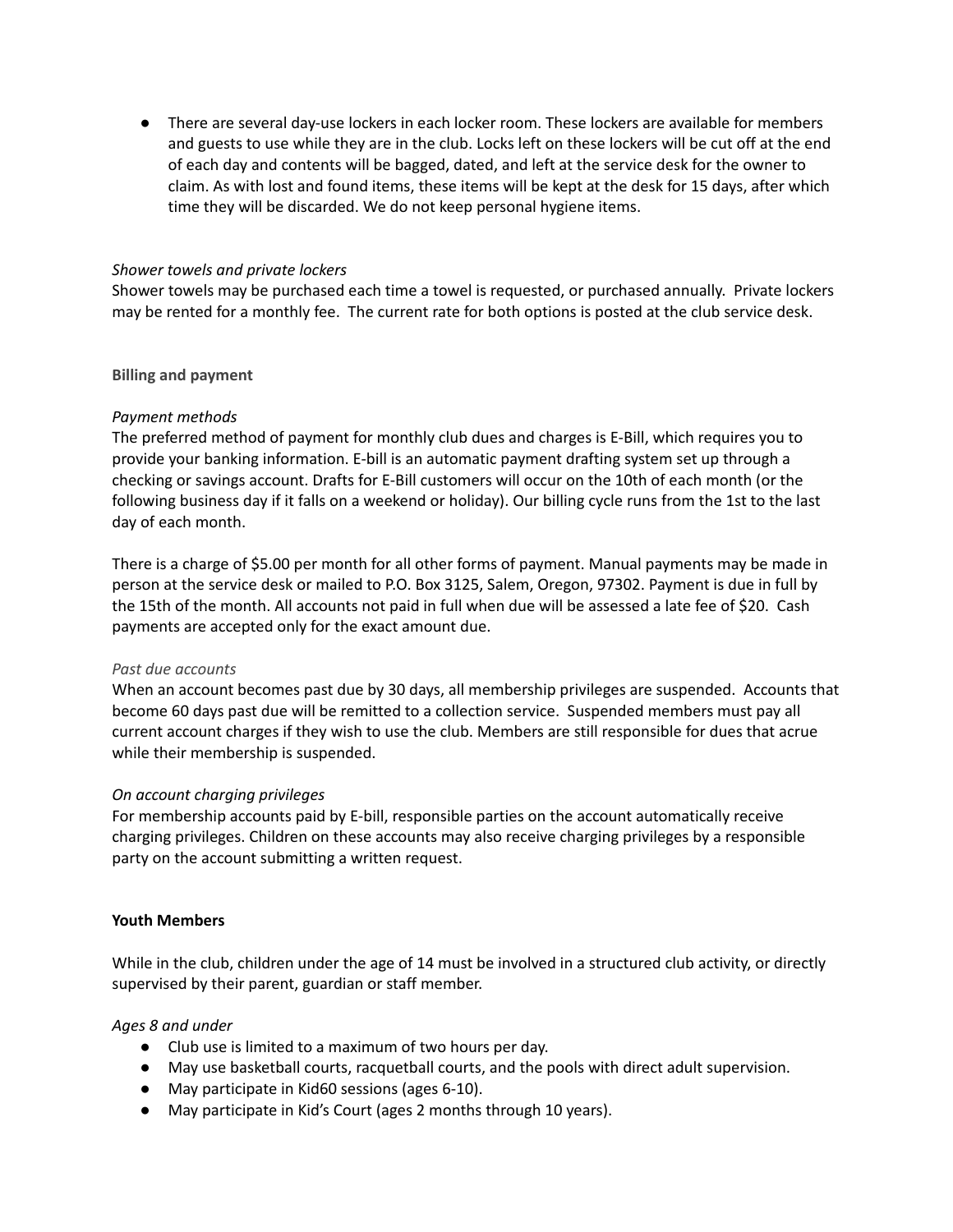- There are several day-use lockers in each locker room. These lockers are available for members and guests to use while they are in the club. Locks left on these lockers will be cut off at the end of each day and contents will be bagged, dated, and left at the service desk for the owner to claim. As with lost and found items, these items will be kept at the desk for 15 days, after which time they will be discarded. We do not keep personal hygiene items.

*Shower towels and private lockers*
Shower towels may be purchased each time a towel is requested, or purchased annually. Private lockers may be rented for a monthly fee. The current rate for both options is posted at the club service desk.

**Billing and payment**

*Payment methods*
The preferred method of payment for monthly club dues and charges is E-Bill, which requires you to provide your banking information. E-bill is an automatic payment drafting system set up through a checking or savings account. Drafts for E-Bill customers will occur on the 10th of each month (or the following business day if it falls on a weekend or holiday). Our billing cycle runs from the 1st to the last day of each month.

There is a charge of $5.00 per month for all other forms of payment. Manual payments may be made in person at the service desk or mailed to P.O. Box 3125, Salem, Oregon, 97302. Payment is due in full by the 15th of the month. All accounts not paid in full when due will be assessed a late fee of $20. Cash payments are accepted only for the exact amount due.

*Past due accounts*
When an account becomes past due by 30 days, all membership privileges are suspended. Accounts that become 60 days past due will be remitted to a collection service. Suspended members must pay all current account charges if they wish to use the club. Members are still responsible for dues that acrue while their membership is suspended.

*On account charging privileges*
For membership accounts paid by E-bill, responsible parties on the account automatically receive charging privileges. Children on these accounts may also receive charging privileges by a responsible party on the account submitting a written request.

**Youth Members**

While in the club, children under the age of 14 must be involved in a structured club activity, or directly supervised by their parent, guardian or staff member.

*Ages 8 and under*
- Club use is limited to a maximum of two hours per day.
- May use basketball courts, racquetball courts, and the pools with direct adult supervision.
- May participate in Kid60 sessions (ages 6-10).
- May participate in Kid's Court (ages 2 months through 10 years).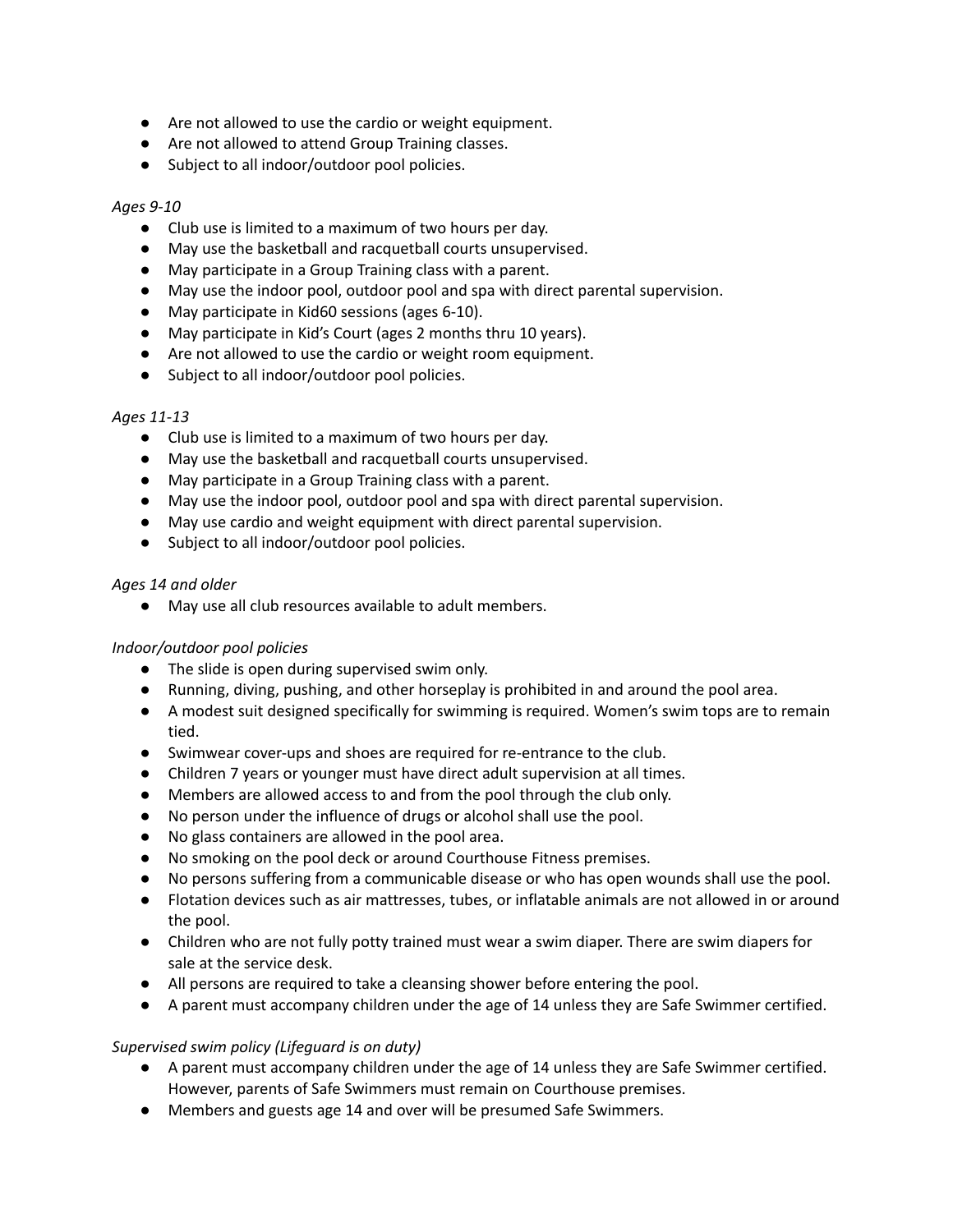- Are not allowed to use the cardio or weight equipment.
- Are not allowed to attend Group Training classes.
- Subject to all indoor/outdoor pool policies.

*Ages 9-10*

- Club use is limited to a maximum of two hours per day.
- May use the basketball and racquetball courts unsupervised.
- May participate in a Group Training class with a parent.
- May use the indoor pool, outdoor pool and spa with direct parental supervision.
- May participate in Kid60 sessions (ages 6-10).
- May participate in Kid's Court (ages 2 months thru 10 years).
- Are not allowed to use the cardio or weight room equipment.
- Subject to all indoor/outdoor pool policies.

*Ages 11-13*

- Club use is limited to a maximum of two hours per day.
- May use the basketball and racquetball courts unsupervised.
- May participate in a Group Training class with a parent.
- May use the indoor pool, outdoor pool and spa with direct parental supervision.
- May use cardio and weight equipment with direct parental supervision.
- Subject to all indoor/outdoor pool policies.

*Ages 14 and older*

- May use all club resources available to adult members.

*Indoor/outdoor pool policies*

- The slide is open during supervised swim only.
- Running, diving, pushing, and other horseplay is prohibited in and around the pool area.
- A modest suit designed specifically for swimming is required. Women's swim tops are to remain tied.
- Swimwear cover-ups and shoes are required for re-entrance to the club.
- Children 7 years or younger must have direct adult supervision at all times.
- Members are allowed access to and from the pool through the club only.
- No person under the influence of drugs or alcohol shall use the pool.
- No glass containers are allowed in the pool area.
- No smoking on the pool deck or around Courthouse Fitness premises.
- No persons suffering from a communicable disease or who has open wounds shall use the pool.
- Flotation devices such as air mattresses, tubes, or inflatable animals are not allowed in or around the pool.
- Children who are not fully potty trained must wear a swim diaper. There are swim diapers for sale at the service desk.
- All persons are required to take a cleansing shower before entering the pool.
- A parent must accompany children under the age of 14 unless they are Safe Swimmer certified.

*Supervised swim policy (Lifeguard is on duty)*

- A parent must accompany children under the age of 14 unless they are Safe Swimmer certified. However, parents of Safe Swimmers must remain on Courthouse premises.
- Members and guests age 14 and over will be presumed Safe Swimmers.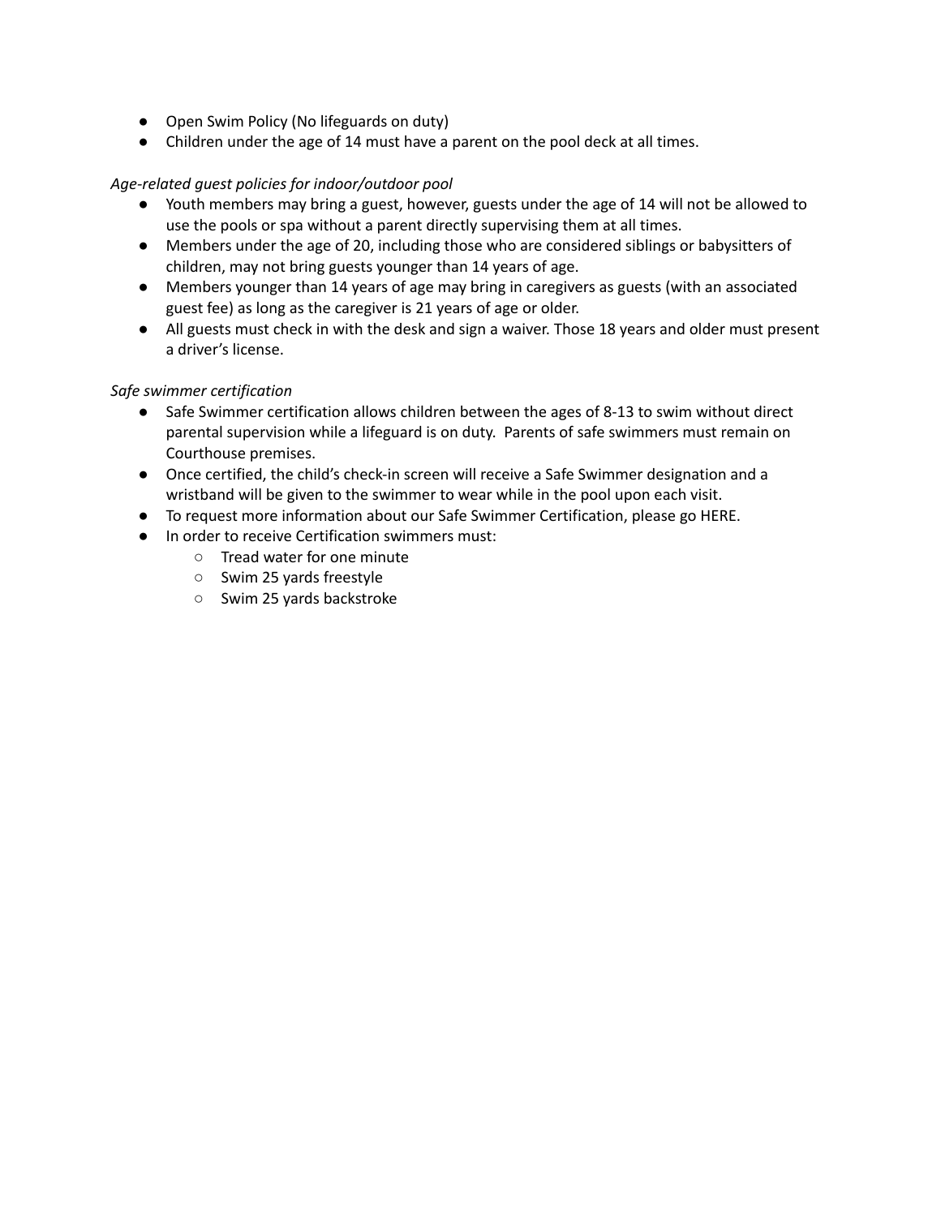- Open Swim Policy (No lifeguards on duty)
- Children under the age of 14 must have a parent on the pool deck at all times.

*Age-related guest policies for indoor/outdoor pool*

- Youth members may bring a guest, however, guests under the age of 14 will not be allowed to use the pools or spa without a parent directly supervising them at all times.
- Members under the age of 20, including those who are considered siblings or babysitters of children, may not bring guests younger than 14 years of age.
- Members younger than 14 years of age may bring in caregivers as guests (with an associated guest fee) as long as the caregiver is 21 years of age or older.
- All guests must check in with the desk and sign a waiver. Those 18 years and older must present a driver's license.

*Safe swimmer certification*

- Safe Swimmer certification allows children between the ages of 8-13 to swim without direct parental supervision while a lifeguard is on duty. Parents of safe swimmers must remain on Courthouse premises.
- Once certified, the child's check-in screen will receive a Safe Swimmer designation and a wristband will be given to the swimmer to wear while in the pool upon each visit.
- To request more information about our Safe Swimmer Certification, please go HERE.
- In order to receive Certification swimmers must:
  - Tread water for one minute
  - Swim 25 yards freestyle
  - Swim 25 yards backstroke